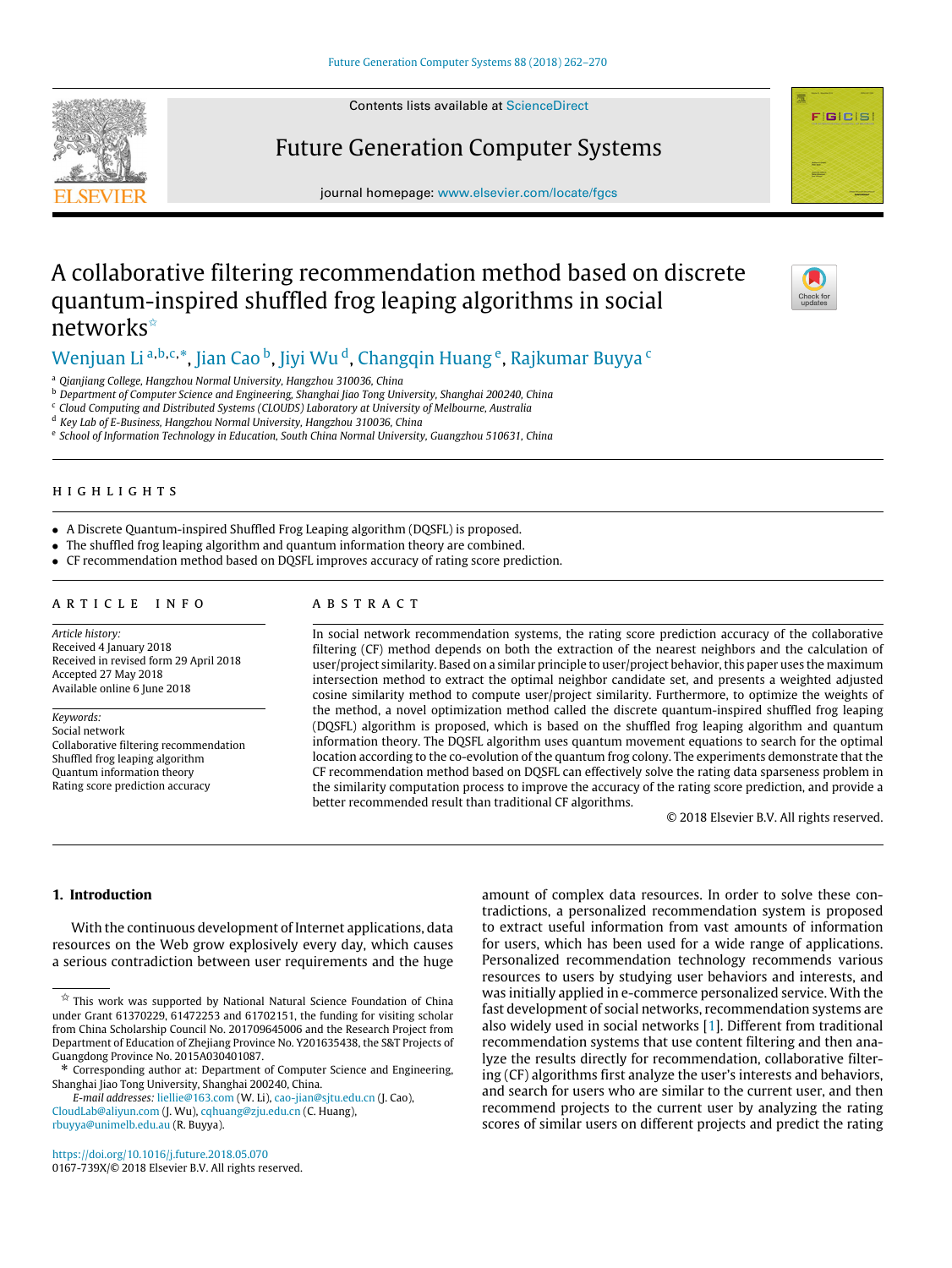Contents lists available at ScienceDirect

Future Generation Computer Systems

journal homepage: www.elsevier.com/locate/fgcs

# A collaborative filtering recommendation method based on discrete quantum-inspired shuffled frog leaping algorithms in social networks[☆]

Wenjuan Li [a,b,c,*], Jian Cao [b], Jiyi Wu [d], Changqin Huang [e], Rajkumar Buyya [c]

[a] Qianjiang College, Hangzhou Normal University, Hangzhou 310036, China
[b] Department of Computer Science and Engineering, Shanghai Jiao Tong University, Shanghai 200240, China
[c] Cloud Computing and Distributed Systems (CLOUDS) Laboratory at University of Melbourne, Australia
[d] Key Lab of E-Business, Hangzhou Normal University, Hangzhou 310036, China
[e] School of Information Technology in Education, South China Normal University, Guangzhou 510631, China

## HIGHLIGHTS

- A Discrete Quantum-inspired Shuffled Frog Leaping algorithm (DQSFL) is proposed.
- The shuffled frog leaping algorithm and quantum information theory are combined.
- CF recommendation method based on DQSFL improves accuracy of rating score prediction.

## ARTICLE INFO

*Article history:*
Received 4 January 2018
Received in revised form 29 April 2018
Accepted 27 May 2018
Available online 6 June 2018

*Keywords:*
Social network
Collaborative filtering recommendation
Shuffled frog leaping algorithm
Quantum information theory
Rating score prediction accuracy

## ABSTRACT

In social network recommendation systems, the rating score prediction accuracy of the collaborative filtering (CF) method depends on both the extraction of the nearest neighbors and the calculation of user/project similarity. Based on a similar principle to user/project behavior, this paper uses the maximum intersection method to extract the optimal neighbor candidate set, and presents a weighted adjusted cosine similarity method to compute user/project similarity. Furthermore, to optimize the weights of the method, a novel optimization method called the discrete quantum-inspired shuffled frog leaping (DQSFL) algorithm is proposed, which is based on the shuffled frog leaping algorithm and quantum information theory. The DQSFL algorithm uses quantum movement equations to search for the optimal location according to the co-evolution of the quantum frog colony. The experiments demonstrate that the CF recommendation method based on DQSFL can effectively solve the rating data sparseness problem in the similarity computation process to improve the accuracy of the rating score prediction, and provide a better recommended result than traditional CF algorithms.

© 2018 Elsevier B.V. All rights reserved.

## 1. Introduction

With the continuous development of Internet applications, data resources on the Web grow explosively every day, which causes a serious contradiction between user requirements and the huge amount of complex data resources. In order to solve these contradictions, a personalized recommendation system is proposed to extract useful information from vast amounts of information for users, which has been used for a wide range of applications. Personalized recommendation technology recommends various resources to users by studying user behaviors and interests, and was initially applied in e-commerce personalized service. With the fast development of social networks, recommendation systems are also widely used in social networks [1]. Different from traditional recommendation systems that use content filtering and then analyze the results directly for recommendation, collaborative filtering (CF) algorithms first analyze the user's interests and behaviors, and search for users who are similar to the current user, and then recommend projects to the current user by analyzing the rating scores of similar users on different projects and predict the rating

☆ This work was supported by National Natural Science Foundation of China under Grant 61370229, 61472253 and 61702151, the funding for visiting scholar from China Scholarship Council No. 201709645006 and the Research Project from Department of Education of Zhejiang Province No. Y201635438, the S&T Projects of Guangdong Province No. 2015A030401087.

\* Corresponding author at: Department of Computer Science and Engineering, Shanghai Jiao Tong University, Shanghai 200240, China.

*E-mail addresses:* liellie@163.com (W. Li), cao-jian@sjtu.edu.cn (J. Cao), CloudLab@aliyun.com (J. Wu), cqhuang@zju.edu.cn (C. Huang), rbuyya@unimelb.edu.au (R. Buyya).

https://doi.org/10.1016/j.future.2018.05.070
0167-739X/© 2018 Elsevier B.V. All rights reserved.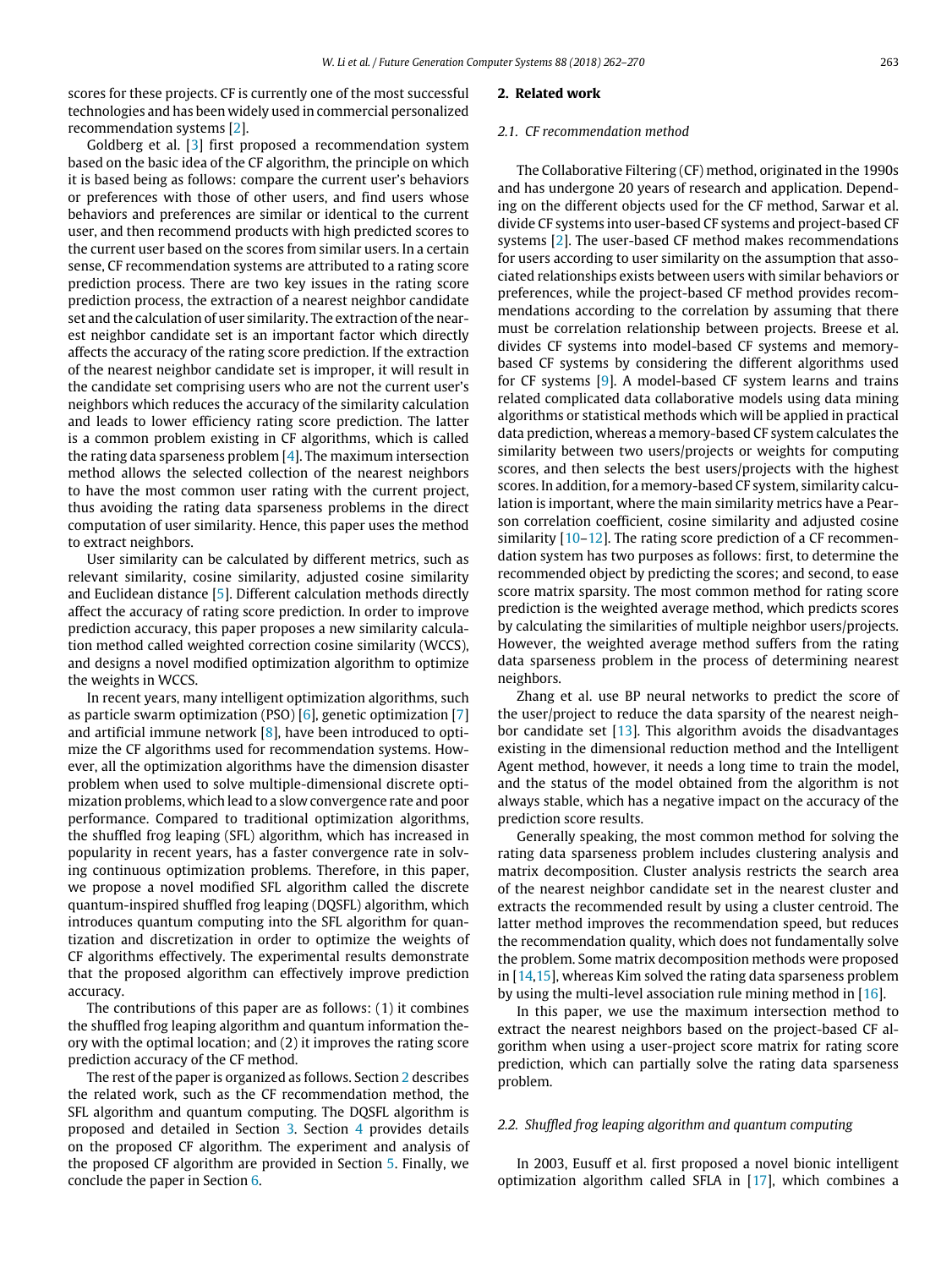scores for these projects. CF is currently one of the most successful technologies and has been widely used in commercial personalized recommendation systems [2].

Goldberg et al. [3] first proposed a recommendation system based on the basic idea of the CF algorithm, the principle on which it is based being as follows: compare the current user's behaviors or preferences with those of other users, and find users whose behaviors and preferences are similar or identical to the current user, and then recommend products with high predicted scores to the current user based on the scores from similar users. In a certain sense, CF recommendation systems are attributed to a rating score prediction process. There are two key issues in the rating score prediction process, the extraction of a nearest neighbor candidate set and the calculation of user similarity. The extraction of the nearest neighbor candidate set is an important factor which directly affects the accuracy of the rating score prediction. If the extraction of the nearest neighbor candidate set is improper, it will result in the candidate set comprising users who are not the current user's neighbors which reduces the accuracy of the similarity calculation and leads to lower efficiency rating score prediction. The latter is a common problem existing in CF algorithms, which is called the rating data sparseness problem [4]. The maximum intersection method allows the selected collection of the nearest neighbors to have the most common user rating with the current project, thus avoiding the rating data sparseness problems in the direct computation of user similarity. Hence, this paper uses the method to extract neighbors.

User similarity can be calculated by different metrics, such as relevant similarity, cosine similarity, adjusted cosine similarity and Euclidean distance [5]. Different calculation methods directly affect the accuracy of rating score prediction. In order to improve prediction accuracy, this paper proposes a new similarity calculation method called weighted correction cosine similarity (WCCS), and designs a novel modified optimization algorithm to optimize the weights in WCCS.

In recent years, many intelligent optimization algorithms, such as particle swarm optimization (PSO) [6], genetic optimization [7] and artificial immune network [8], have been introduced to optimize the CF algorithms used for recommendation systems. However, all the optimization algorithms have the dimension disaster problem when used to solve multiple-dimensional discrete optimization problems, which lead to a slow convergence rate and poor performance. Compared to traditional optimization algorithms, the shuffled frog leaping (SFL) algorithm, which has increased in popularity in recent years, has a faster convergence rate in solving continuous optimization problems. Therefore, in this paper, we propose a novel modified SFL algorithm called the discrete quantum-inspired shuffled frog leaping (DQSFL) algorithm, which introduces quantum computing into the SFL algorithm for quantization and discretization in order to optimize the weights of CF algorithms effectively. The experimental results demonstrate that the proposed algorithm can effectively improve prediction accuracy.

The contributions of this paper are as follows: (1) it combines the shuffled frog leaping algorithm and quantum information theory with the optimal location; and (2) it improves the rating score prediction accuracy of the CF method.

The rest of the paper is organized as follows. Section 2 describes the related work, such as the CF recommendation method, the SFL algorithm and quantum computing. The DQSFL algorithm is proposed and detailed in Section 3. Section 4 provides details on the proposed CF algorithm. The experiment and analysis of the proposed CF algorithm are provided in Section 5. Finally, we conclude the paper in Section 6.

## 2. Related work

### 2.1. CF recommendation method

The Collaborative Filtering (CF) method, originated in the 1990s and has undergone 20 years of research and application. Depending on the different objects used for the CF method, Sarwar et al. divide CF systems into user-based CF systems and project-based CF systems [2]. The user-based CF method makes recommendations for users according to user similarity on the assumption that associated relationships exists between users with similar behaviors or preferences, while the project-based CF method provides recommendations according to the correlation by assuming that there must be correlation relationship between projects. Breese et al. divides CF systems into model-based CF systems and memory-based CF systems by considering the different algorithms used for CF systems [9]. A model-based CF system learns and trains related complicated data collaborative models using data mining algorithms or statistical methods which will be applied in practical data prediction, whereas a memory-based CF system calculates the similarity between two users/projects or weights for computing scores, and then selects the best users/projects with the highest scores. In addition, for a memory-based CF system, similarity calculation is important, where the main similarity metrics have a Pearson correlation coefficient, cosine similarity and adjusted cosine similarity [10–12]. The rating score prediction of a CF recommendation system has two purposes as follows: first, to determine the recommended object by predicting the scores; and second, to ease score matrix sparsity. The most common method for rating score prediction is the weighted average method, which predicts scores by calculating the similarities of multiple neighbor users/projects. However, the weighted average method suffers from the rating data sparseness problem in the process of determining nearest neighbors.

Zhang et al. use BP neural networks to predict the score of the user/project to reduce the data sparsity of the nearest neighbor candidate set [13]. This algorithm avoids the disadvantages existing in the dimensional reduction method and the Intelligent Agent method, however, it needs a long time to train the model, and the status of the model obtained from the algorithm is not always stable, which has a negative impact on the accuracy of the prediction score results.

Generally speaking, the most common method for solving the rating data sparseness problem includes clustering analysis and matrix decomposition. Cluster analysis restricts the search area of the nearest neighbor candidate set in the nearest cluster and extracts the recommended result by using a cluster centroid. The latter method improves the recommendation speed, but reduces the recommendation quality, which does not fundamentally solve the problem. Some matrix decomposition methods were proposed in [14,15], whereas Kim solved the rating data sparseness problem by using the multi-level association rule mining method in [16].

In this paper, we use the maximum intersection method to extract the nearest neighbors based on the project-based CF algorithm when using a user-project score matrix for rating score prediction, which can partially solve the rating data sparseness problem.

### 2.2. Shuffled frog leaping algorithm and quantum computing

In 2003, Eusuff et al. first proposed a novel bionic intelligent optimization algorithm called SFLA in [17], which combines a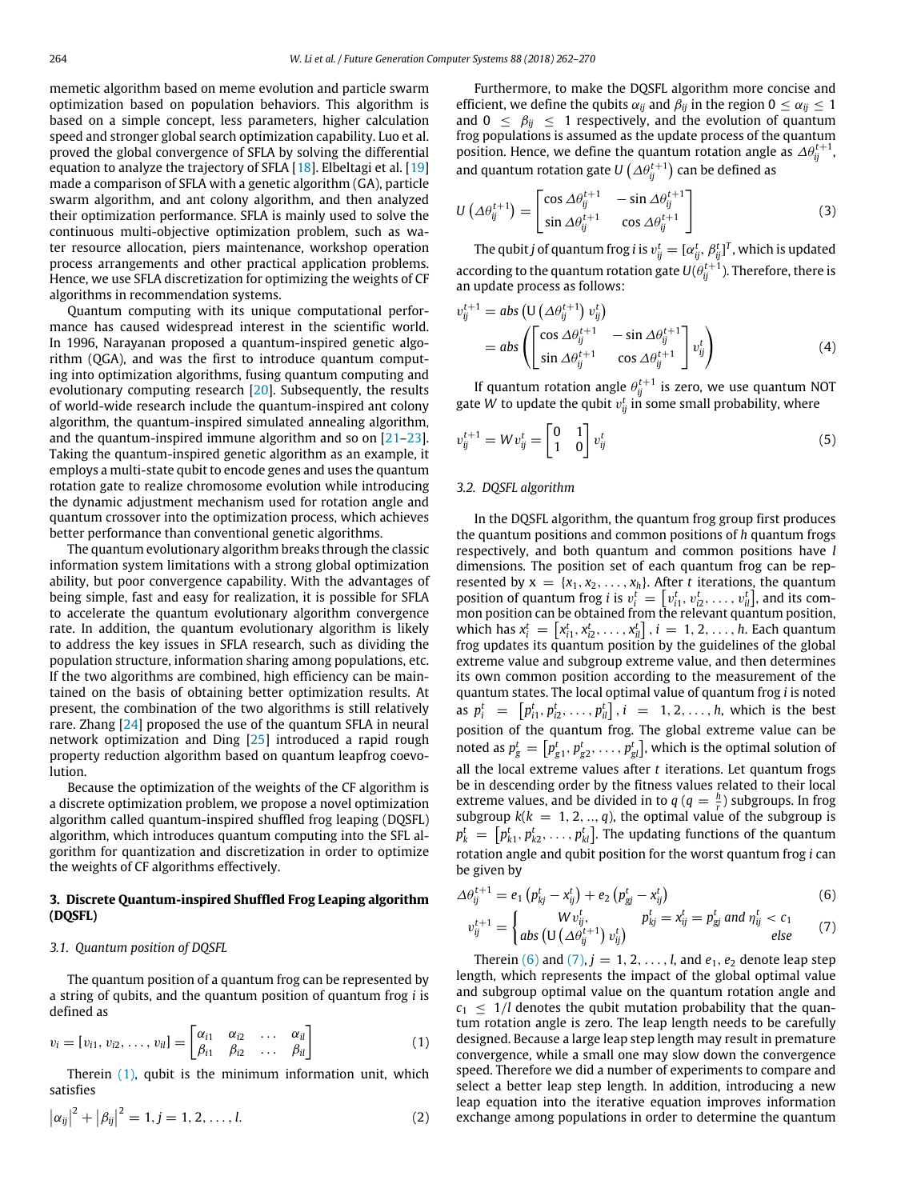memetic algorithm based on meme evolution and particle swarm optimization based on population behaviors. This algorithm is based on a simple concept, less parameters, higher calculation speed and stronger global search optimization capability. Luo et al. proved the global convergence of SFLA by solving the differential equation to analyze the trajectory of SFLA [18]. Elbeltagi et al. [19] made a comparison of SFLA with a genetic algorithm (GA), particle swarm algorithm, and ant colony algorithm, and then analyzed their optimization performance. SFLA is mainly used to solve the continuous multi-objective optimization problem, such as water resource allocation, piers maintenance, workshop operation process arrangements and other practical application problems. Hence, we use SFLA discretization for optimizing the weights of CF algorithms in recommendation systems.

Quantum computing with its unique computational performance has caused widespread interest in the scientific world. In 1996, Narayanan proposed a quantum-inspired genetic algorithm (QGA), and was the first to introduce quantum computing into optimization algorithms, fusing quantum computing and evolutionary computing research [20]. Subsequently, the results of world-wide research include the quantum-inspired ant colony algorithm, the quantum-inspired simulated annealing algorithm, and the quantum-inspired immune algorithm and so on [21–23]. Taking the quantum-inspired genetic algorithm as an example, it employs a multi-state qubit to encode genes and uses the quantum rotation gate to realize chromosome evolution while introducing the dynamic adjustment mechanism used for rotation angle and quantum crossover into the optimization process, which achieves better performance than conventional genetic algorithms.

The quantum evolutionary algorithm breaks through the classic information system limitations with a strong global optimization ability, but poor convergence capability. With the advantages of being simple, fast and easy for realization, it is possible for SFLA to accelerate the quantum evolutionary algorithm convergence rate. In addition, the quantum evolutionary algorithm is likely to address the key issues in SFLA research, such as dividing the population structure, information sharing among populations, etc. If the two algorithms are combined, high efficiency can be maintained on the basis of obtaining better optimization results. At present, the combination of the two algorithms is still relatively rare. Zhang [24] proposed the use of the quantum SFLA in neural network optimization and Ding [25] introduced a rapid rough property reduction algorithm based on quantum leapfrog coevolution.

Because the optimization of the weights of the CF algorithm is a discrete optimization problem, we propose a novel optimization algorithm called quantum-inspired shuffled frog leaping (DQSFL) algorithm, which introduces quantum computing into the SFL algorithm for quantization and discretization in order to optimize the weights of CF algorithms effectively.

## 3. Discrete Quantum-inspired Shuffled Frog Leaping algorithm (DQSFL)

### 3.1. Quantum position of DQSFL

The quantum position of a quantum frog can be represented by a string of qubits, and the quantum position of quantum frog $i$ is defined as

$$v_i = [v_{i1}, v_{i2}, \ldots, v_{il}] = \begin{bmatrix} \alpha_{i1} & \alpha_{i2} & \ldots & \alpha_{il} \\ \beta_{i1} & \beta_{i2} & \ldots & \beta_{il} \end{bmatrix} \tag{1}$$

Therein (1), qubit is the minimum information unit, which satisfies

$$\left|\alpha_{ij}\right|^2 + \left|\beta_{ij}\right|^2 = 1, j = 1, 2, \ldots, l. \tag{2}$$

Furthermore, to make the DQSFL algorithm more concise and efficient, we define the qubits $\alpha_{ij}$ and $\beta_{ij}$ in the region $0 \le \alpha_{ij} \le 1$ and $0 \le \beta_{ij} \le 1$ respectively, and the evolution of quantum frog populations is assumed as the update process of the quantum position. Hence, we define the quantum rotation angle as $\Delta\theta_{ij}^{t+1}$, and quantum rotation gate $U\left(\Delta\theta_{ij}^{t+1}\right)$ can be defined as

$$U\left(\Delta\theta_{ij}^{t+1}\right) = \begin{bmatrix} \cos\Delta\theta_{ij}^{t+1} & -\sin\Delta\theta_{ij}^{t+1} \\ \sin\Delta\theta_{ij}^{t+1} & \cos\Delta\theta_{ij}^{t+1} \end{bmatrix} \tag{3}$$

The qubit $j$ of quantum frog $i$ is $v_{ij}^t = [\alpha_{ij}^t, \beta_{ij}^t]^T$, which is updated according to the quantum rotation gate $U(\theta_{ij}^{t+1})$. Therefore, there is an update process as follows:

$$\begin{aligned} v_{ij}^{t+1} &= abs\left(\mathrm{U}\left(\Delta\theta_{ij}^{t+1}\right) v_{ij}^t\right) \\ &= abs\left(\begin{bmatrix} \cos\Delta\theta_{ij}^{t+1} & -\sin\Delta\theta_{ij}^{t+1} \\ \sin\Delta\theta_{ij}^{t+1} & \cos\Delta\theta_{ij}^{t+1} \end{bmatrix} v_{ij}^t\right) \end{aligned} \tag{4}$$

If quantum rotation angle $\theta_{ij}^{t+1}$ is zero, we use quantum NOT gate $W$ to update the qubit $v_{ij}^t$ in some small probability, where

$$v_{ij}^{t+1} = W v_{ij}^t = \begin{bmatrix} 0 & 1 \\ 1 & 0 \end{bmatrix} v_{ij}^t \tag{5}$$

### 3.2. DQSFL algorithm

In the DQSFL algorithm, the quantum frog group first produces the quantum positions and common positions of $h$ quantum frogs respectively, and both quantum and common positions have $l$ dimensions. The position set of each quantum frog can be represented by $\mathrm{x} = \{x_1, x_2, \ldots, x_h\}$. After $t$ iterations, the quantum position of quantum frog $i$ is $v_i^t = \left[v_{i1}^t, v_{i2}^t, \ldots, v_{il}^t\right]$, and its common position can be obtained from the relevant quantum position, which has $x_i^t = \left[x_{i1}^t, x_{i2}^t, \ldots, x_{il}^t\right], i = 1, 2, \ldots, h$. Each quantum frog updates its quantum position by the guidelines of the global extreme value and subgroup extreme value, and then determines its own common position according to the measurement of the quantum states. The local optimal value of quantum frog $i$ is noted as $p_i^t = \left[p_{i1}^t, p_{i2}^t, \ldots, p_{il}^t\right], i = 1, 2, \ldots, h$, which is the best position of the quantum frog. The global extreme value can be noted as $p_g^t = \left[p_{g1}^t, p_{g2}^t, \ldots, p_{gl}^t\right]$, which is the optimal solution of all the local extreme values after $t$ iterations. Let quantum frogs be in descending order by the fitness values related to their local extreme values, and be divided in to $q$ ($q = \frac{h}{r}$) subgroups. In frog subgroup $k$($k = 1, 2, .., q$), the optimal value of the subgroup is $p_k^t = \left[p_{k1}^t, p_{k2}^t, \ldots, p_{kl}^t\right]$. The updating functions of the quantum rotation angle and qubit position for the worst quantum frog $i$ can be given by

$$\Delta\theta_{ij}^{t+1} = e_1\left(p_{kj}^t - x_{ij}^t\right) + e_2\left(p_{gj}^t - x_{ij}^t\right) \tag{6}$$

$$v_{ij}^{t+1} = \begin{cases} W v_{ij}^t, & p_{kj}^t = x_{ij}^t = p_{gj}^t \text{ and } \eta_{ij}^t < c_1 \\ abs\left(\mathrm{U}\left(\Delta\theta_{ij}^{t+1}\right) v_{ij}^t\right) & else \end{cases} \tag{7}$$

Therein (6) and (7), $j = 1, 2, \ldots, l$, and $e_1$, $e_2$ denote leap step length, which represents the impact of the global optimal value and subgroup optimal value on the quantum rotation angle and $c_1 \le 1/l$ denotes the qubit mutation probability that the quantum rotation angle is zero. The leap length needs to be carefully designed. Because a large leap step length may result in premature convergence, while a small one may slow down the convergence speed. Therefore we did a number of experiments to compare and select a better leap step length. In addition, introducing a new leap equation into the iterative equation improves information exchange among populations in order to determine the quantum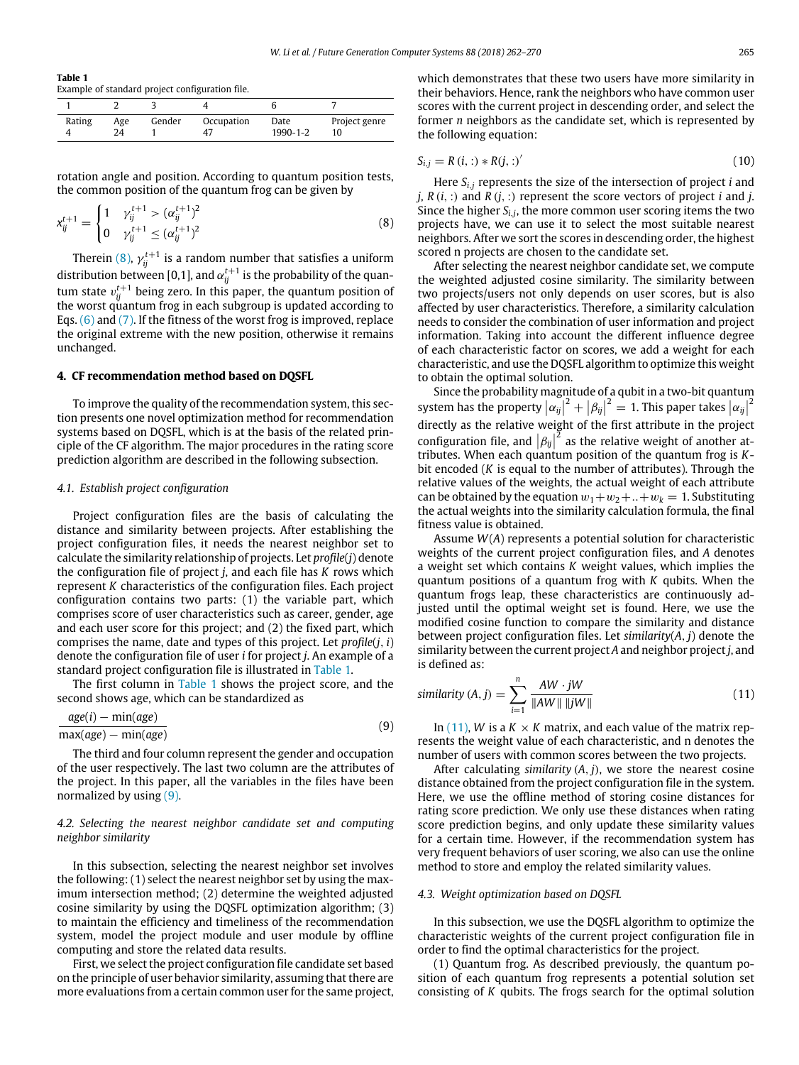**Table 1**
Example of standard project configuration file.

| 1 | 2 | 3 | 4 | 6 | 7 |
|---|---|---|---|---|---|
| Rating | Age | Gender | Occupation | Date | Project genre |
| 4 | 24 | 1 | 47 | 1990-1-2 | 10 |

rotation angle and position. According to quantum position tests, the common position of the quantum frog can be given by

$$x_{ij}^{t+1} = \begin{cases} 1 & \gamma_{ij}^{t+1} > (\alpha_{ij}^{t+1})^2 \\ 0 & \gamma_{ij}^{t+1} \le (\alpha_{ij}^{t+1})^2 \end{cases} \tag{8}$$

Therein (8), $\gamma_{ij}^{t+1}$ is a random number that satisfies a uniform distribution between [0,1], and $\alpha_{ij}^{t+1}$ is the probability of the quantum state $v_{ij}^{t+1}$ being zero. In this paper, the quantum position of the worst quantum frog in each subgroup is updated according to Eqs. (6) and (7). If the fitness of the worst frog is improved, replace the original extreme with the new position, otherwise it remains unchanged.

## 4. CF recommendation method based on DQSFL

To improve the quality of the recommendation system, this section presents one novel optimization method for recommendation systems based on DQSFL, which is at the basis of the related principle of the CF algorithm. The major procedures in the rating score prediction algorithm are described in the following subsection.

### 4.1. Establish project configuration

Project configuration files are the basis of calculating the distance and similarity between projects. After establishing the project configuration files, it needs the nearest neighbor set to calculate the similarity relationship of projects. Let *profile*(*j*) denote the configuration file of project *j*, and each file has *K* rows which represent *K* characteristics of the configuration files. Each project configuration contains two parts: (1) the variable part, which comprises score of user characteristics such as career, gender, age and each user score for this project; and (2) the fixed part, which comprises the name, date and types of this project. Let *profile*(*j*, *i*) denote the configuration file of user *i* for project *j*. An example of a standard project configuration file is illustrated in Table 1.

The first column in Table 1 shows the project score, and the second shows age, which can be standardized as

$$\frac{age(i) - \min(age)}{\max(age) - \min(age)} \tag{9}$$

The third and four column represent the gender and occupation of the user respectively. The last two column are the attributes of the project. In this paper, all the variables in the files have been normalized by using (9).

### 4.2. Selecting the nearest neighbor candidate set and computing neighbor similarity

In this subsection, selecting the nearest neighbor set involves the following: (1) select the nearest neighbor set by using the maximum intersection method; (2) determine the weighted adjusted cosine similarity by using the DQSFL optimization algorithm; (3) to maintain the efficiency and timeliness of the recommendation system, model the project module and user module by offline computing and store the related data results.

First, we select the project configuration file candidate set based on the principle of user behavior similarity, assuming that there are more evaluations from a certain common user for the same project, which demonstrates that these two users have more similarity in their behaviors. Hence, rank the neighbors who have common user scores with the current project in descending order, and select the former *n* neighbors as the candidate set, which is represented by the following equation:

$$S_{i,j} = R(i, :) * R(j, :)' \tag{10}$$

Here $S_{i,j}$ represents the size of the intersection of project *i* and *j*, $R(i, :)$ and $R(j, :)$ represent the score vectors of project *i* and *j*. Since the higher $S_{i,j}$, the more common user scoring items the two projects have, we can use it to select the most suitable nearest neighbors. After we sort the scores in descending order, the highest scored n projects are chosen to the candidate set.

After selecting the nearest neighbor candidate set, we compute the weighted adjusted cosine similarity. The similarity between two projects/users not only depends on user scores, but is also affected by user characteristics. Therefore, a similarity calculation needs to consider the combination of user information and project information. Taking into account the different influence degree of each characteristic factor on scores, we add a weight for each characteristic, and use the DQSFL algorithm to optimize this weight to obtain the optimal solution.

Since the probability magnitude of a qubit in a two-bit quantum system has the property $|\alpha_{ij}|^2 + |\beta_{ij}|^2 = 1$. This paper takes $|\alpha_{ij}|^2$ directly as the relative weight of the first attribute in the project configuration file, and $|\beta_{ij}|^2$ as the relative weight of another attributes. When each quantum position of the quantum frog is *K*-bit encoded (*K* is equal to the number of attributes). Through the relative values of the weights, the actual weight of each attribute can be obtained by the equation $w_1 + w_2 + .. + w_k = 1$. Substituting the actual weights into the similarity calculation formula, the final fitness value is obtained.

Assume $W(A)$ represents a potential solution for characteristic weights of the current project configuration files, and *A* denotes a weight set which contains *K* weight values, which implies the quantum positions of a quantum frog with *K* qubits. When the quantum frogs leap, these characteristics are continuously adjusted until the optimal weight set is found. Here, we use the modified cosine function to compare the similarity and distance between project configuration files. Let *similarity*(*A*, *j*) denote the similarity between the current project *A* and neighbor project *j*, and is defined as:

$$similarity\,(A, j) = \sum_{i=1}^{n} \frac{AW \cdot jW}{\|AW\| \, \|jW\|} \tag{11}$$

In (11), *W* is a $K \times K$ matrix, and each value of the matrix represents the weight value of each characteristic, and n denotes the number of users with common scores between the two projects.

After calculating *similarity* (*A*, *j*), we store the nearest cosine distance obtained from the project configuration file in the system. Here, we use the offline method of storing cosine distances for rating score prediction. We only use these distances when rating score prediction begins, and only update these similarity values for a certain time. However, if the recommendation system has very frequent behaviors of user scoring, we also can use the online method to store and employ the related similarity values.

### 4.3. Weight optimization based on DQSFL

In this subsection, we use the DQSFL algorithm to optimize the characteristic weights of the current project configuration file in order to find the optimal characteristics for the project.

(1) Quantum frog. As described previously, the quantum position of each quantum frog represents a potential solution set consisting of *K* qubits. The frogs search for the optimal solution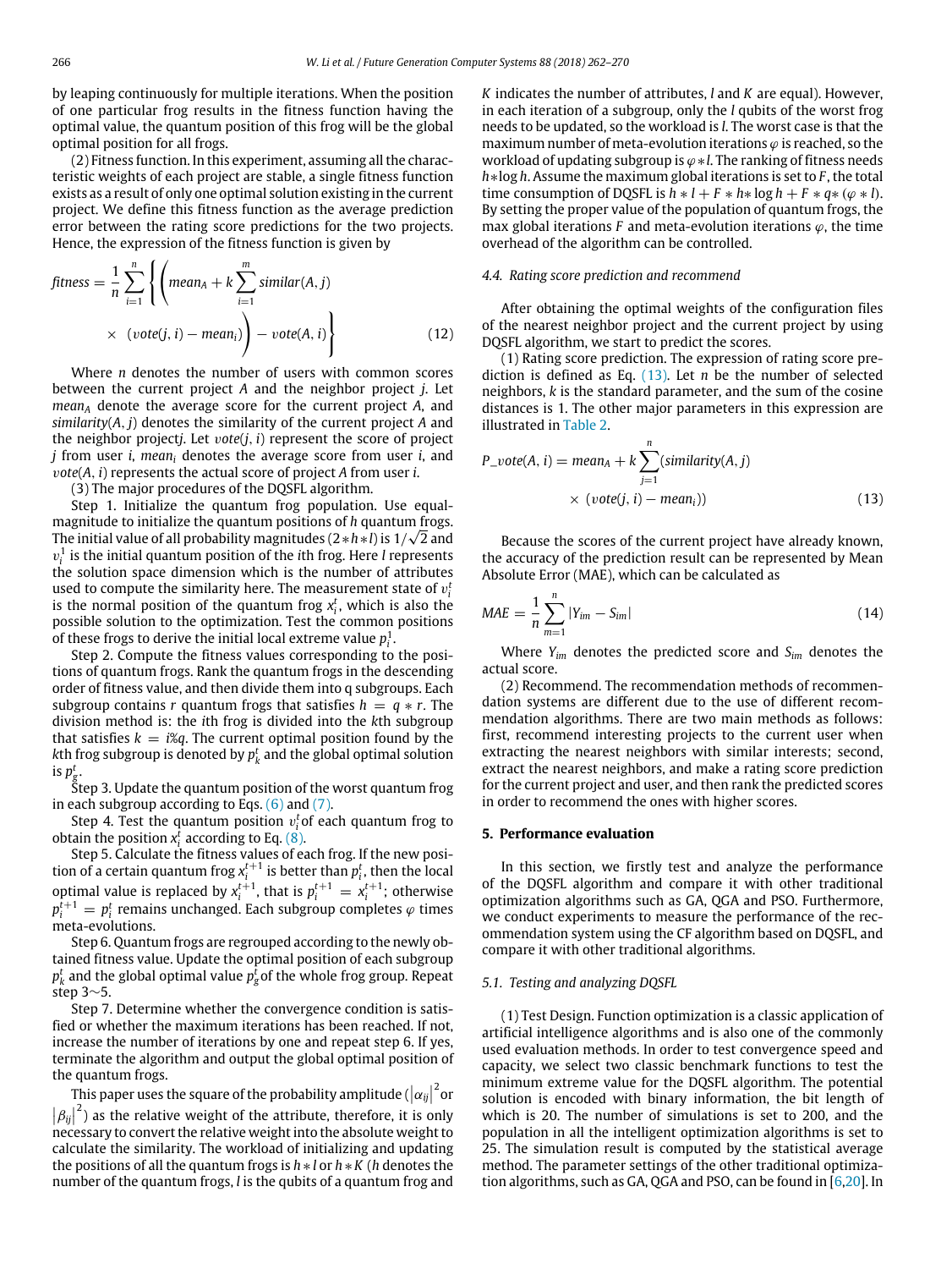by leaping continuously for multiple iterations. When the position of one particular frog results in the fitness function having the optimal value, the quantum position of this frog will be the global optimal position for all frogs.

(2) Fitness function. In this experiment, assuming all the characteristic weights of each project are stable, a single fitness function exists as a result of only one optimal solution existing in the current project. We define this fitness function as the average prediction error between the rating score predictions for the two projects. Hence, the expression of the fitness function is given by

$$fitness = \frac{1}{n}\sum_{i=1}^{n}\left\{\left(mean_A + k\sum_{i=1}^{m} similar(A,j) \times (vote(j,i) - mean_i)\right) - vote(A,i)\right\} \tag{12}$$

Where $n$ denotes the number of users with common scores between the current project $A$ and the neighbor project $j$. Let $mean_A$ denote the average score for the current project $A$, and $similarity(A, j)$ denotes the similarity of the current project $A$ and the neighbor project $j$. Let $vote(j, i)$ represent the score of project $j$ from user $i$, $mean_i$ denotes the average score from user $i$, and $vote(A, i)$ represents the actual score of project $A$ from user $i$.

(3) The major procedures of the DQSFL algorithm.

Step 1. Initialize the quantum frog population. Use equal-magnitude to initialize the quantum positions of $h$ quantum frogs. The initial value of all probability magnitudes $(2*h*l)$ is $1/\sqrt{2}$ and $v_i^1$ is the initial quantum position of the $i$th frog. Here $l$ represents the solution space dimension which is the number of attributes used to compute the similarity here. The measurement state of $v_i^t$ is the normal position of the quantum frog $x_i^t$, which is also the possible solution to the optimization. Test the common positions of these frogs to derive the initial local extreme value $p_i^1$.

Step 2. Compute the fitness values corresponding to the positions of quantum frogs. Rank the quantum frogs in the descending order of fitness value, and then divide them into q subgroups. Each subgroup contains $r$ quantum frogs that satisfies $h = q * r$. The division method is: the $i$th frog is divided into the $k$th subgroup that satisfies $k = i\%q$. The current optimal position found by the $k$th frog subgroup is denoted by $p_k^t$ and the global optimal solution is $p_g^t$.

Step 3. Update the quantum position of the worst quantum frog in each subgroup according to Eqs. (6) and (7).

Step 4. Test the quantum position $v_i^t$ of each quantum frog to obtain the position $x_i^t$ according to Eq. (8).

Step 5. Calculate the fitness values of each frog. If the new position of a certain quantum frog $x_i^{t+1}$ is better than $p_i^t$, then the local optimal value is replaced by $x_i^{t+1}$, that is $p_i^{t+1} = x_i^{t+1}$; otherwise $p_i^{t+1} = p_i^t$ remains unchanged. Each subgroup completes $\varphi$ times meta-evolutions.

Step 6. Quantum frogs are regrouped according to the newly obtained fitness value. Update the optimal position of each subgroup $p_k^t$ and the global optimal value $p_g^t$ of the whole frog group. Repeat step 3∼5.

Step 7. Determine whether the convergence condition is satisfied or whether the maximum iterations has been reached. If not, increase the number of iterations by one and repeat step 6. If yes, terminate the algorithm and output the global optimal position of the quantum frogs.

This paper uses the square of the probability amplitude ($|\alpha_{ij}|^2$ or $|\beta_{ij}|^2$) as the relative weight of the attribute, therefore, it is only necessary to convert the relative weight into the absolute weight to calculate the similarity. The workload of initializing and updating the positions of all the quantum frogs is $h * l$ or $h * K$ ($h$ denotes the number of the quantum frogs, $l$ is the qubits of a quantum frog and $K$ indicates the number of attributes, $l$ and $K$ are equal). However, in each iteration of a subgroup, only the $l$ qubits of the worst frog needs to be updated, so the workload is $l$. The worst case is that the maximum number of meta-evolution iterations $\varphi$ is reached, so the workload of updating subgroup is $\varphi * l$. The ranking of fitness needs $h * \log h$. Assume the maximum global iterations is set to $F$, the total time consumption of DQSFL is $h * l + F * h * \log h + F * q * (\varphi * l)$. By setting the proper value of the population of quantum frogs, the max global iterations $F$ and meta-evolution iterations $\varphi$, the time overhead of the algorithm can be controlled.

### 4.4. Rating score prediction and recommend

After obtaining the optimal weights of the configuration files of the nearest neighbor project and the current project by using DQSFL algorithm, we start to predict the scores.

(1) Rating score prediction. The expression of rating score prediction is defined as Eq. (13). Let $n$ be the number of selected neighbors, $k$ is the standard parameter, and the sum of the cosine distances is 1. The other major parameters in this expression are illustrated in Table 2.

$$P\_vote(A,i) = mean_A + k\sum_{j=1}^{n}(similarity(A,j) \times (vote(j,i) - mean_i)) \tag{13}$$

Because the scores of the current project have already known, the accuracy of the prediction result can be represented by Mean Absolute Error (MAE), which can be calculated as

$$MAE = \frac{1}{n}\sum_{m=1}^{n}|Y_{im} - S_{im}| \tag{14}$$

Where $Y_{im}$ denotes the predicted score and $S_{im}$ denotes the actual score.

(2) Recommend. The recommendation methods of recommendation systems are different due to the use of different recommendation algorithms. There are two main methods as follows: first, recommend interesting projects to the current user when extracting the nearest neighbors with similar interests; second, extract the nearest neighbors, and make a rating score prediction for the current project and user, and then rank the predicted scores in order to recommend the ones with higher scores.

## 5. Performance evaluation

In this section, we firstly test and analyze the performance of the DQSFL algorithm and compare it with other traditional optimization algorithms such as GA, QGA and PSO. Furthermore, we conduct experiments to measure the performance of the recommendation system using the CF algorithm based on DQSFL, and compare it with other traditional algorithms.

### 5.1. Testing and analyzing DQSFL

(1) Test Design. Function optimization is a classic application of artificial intelligence algorithms and is also one of the commonly used evaluation methods. In order to test convergence speed and capacity, we select two classic benchmark functions to test the minimum extreme value for the DQSFL algorithm. The potential solution is encoded with binary information, the bit length of which is 20. The number of simulations is set to 200, and the population in all the intelligent optimization algorithms is set to 25. The simulation result is computed by the statistical average method. The parameter settings of the other traditional optimization algorithms, such as GA, QGA and PSO, can be found in [6,20]. In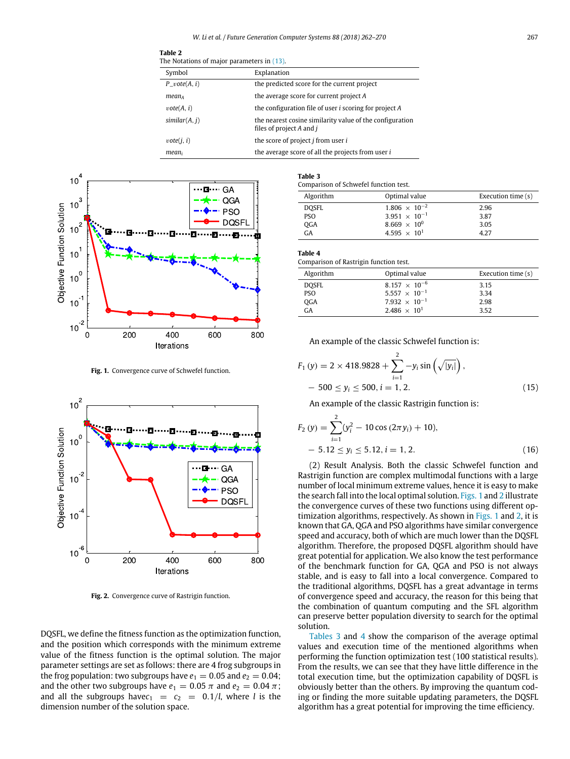**Table 2**
The Notations of major parameters in (13).

| Symbol | Explanation |
|---|---|
| $P\_vote(A, i)$ | the predicted score for the current project |
| $mean_A$ | the average score for current project $A$ |
| $vote(A, i)$ | the configuration file of user $i$ scoring for project $A$ |
| $similar(A, j)$ | the nearest cosine similarity value of the configuration files of project $A$ and $j$ |
| $vote(j, i)$ | the score of project $j$ from user $i$ |
| $mean_i$ | the average score of all the projects from user $i$ |

**Fig. 1.** Convergence curve of Schwefel function.

**Fig. 2.** Convergence curve of Rastrigin function.

DQSFL, we define the fitness function as the optimization function, and the position which corresponds with the minimum extreme value of the fitness function is the optimal solution. The major parameter settings are set as follows: there are 4 frog subgroups in the frog population: two subgroups have $e_1 = 0.05$ and $e_2 = 0.04$; and the other two subgroups have $e_1 = 0.05\,\pi$ and $e_2 = 0.04\,\pi$; and all the subgroups have $c_1 = c_2 = 0.1/l$, where $l$ is the dimension number of the solution space.

**Table 3**
Comparison of Schwefel function test.

| Algorithm | Optimal value | Execution time (s) |
|---|---|---|
| DQSFL | $1.806 \times 10^{-2}$ | 2.96 |
| PSO | $3.951 \times 10^{-1}$ | 3.87 |
| QGA | $8.669 \times 10^{0}$ | 3.05 |
| GA | $4.595 \times 10^{1}$ | 4.27 |

**Table 4**
Comparison of Rastrigin function test.

| Algorithm | Optimal value | Execution time (s) |
|---|---|---|
| DQSFL | $8.157 \times 10^{-6}$ | 3.15 |
| PSO | $5.557 \times 10^{-1}$ | 3.34 |
| QGA | $7.932 \times 10^{-1}$ | 2.98 |
| GA | $2.486 \times 10^{1}$ | 3.52 |

An example of the classic Schwefel function is:

$$F_1(y) = 2 \times 418.9828 + \sum_{i=1}^{2} -y_i \sin\left(\sqrt{|y_i|}\right),$$
$$-500 \le y_i \le 500, i = 1, 2. \tag{15}$$

An example of the classic Rastrigin function is:

$$F_2(y) = \sum_{i=1}^{2} (y_i^2 - 10\cos(2\pi y_i) + 10),$$
$$-5.12 \le y_i \le 5.12, i = 1, 2. \tag{16}$$

(2) Result Analysis. Both the classic Schwefel function and Rastrigin function are complex multimodal functions with a large number of local minimum extreme values, hence it is easy to make the search fall into the local optimal solution. Figs. 1 and 2 illustrate the convergence curves of these two functions using different optimization algorithms, respectively. As shown in Figs. 1 and 2, it is known that GA, QGA and PSO algorithms have similar convergence speed and accuracy, both of which are much lower than the DQSFL algorithm. Therefore, the proposed DQSFL algorithm should have great potential for application. We also know the test performance of the benchmark function for GA, QGA and PSO is not always stable, and is easy to fall into a local convergence. Compared to the traditional algorithms, DQSFL has a great advantage in terms of convergence speed and accuracy, the reason for this being that the combination of quantum computing and the SFL algorithm can preserve better population diversity to search for the optimal solution.

Tables 3 and 4 show the comparison of the average optimal values and execution time of the mentioned algorithms when performing the function optimization test (100 statistical results). From the results, we can see that they have little difference in the total execution time, but the optimization capability of DQSFL is obviously better than the others. By improving the quantum coding or finding the more suitable updating parameters, the DQSFL algorithm has a great potential for improving the time efficiency.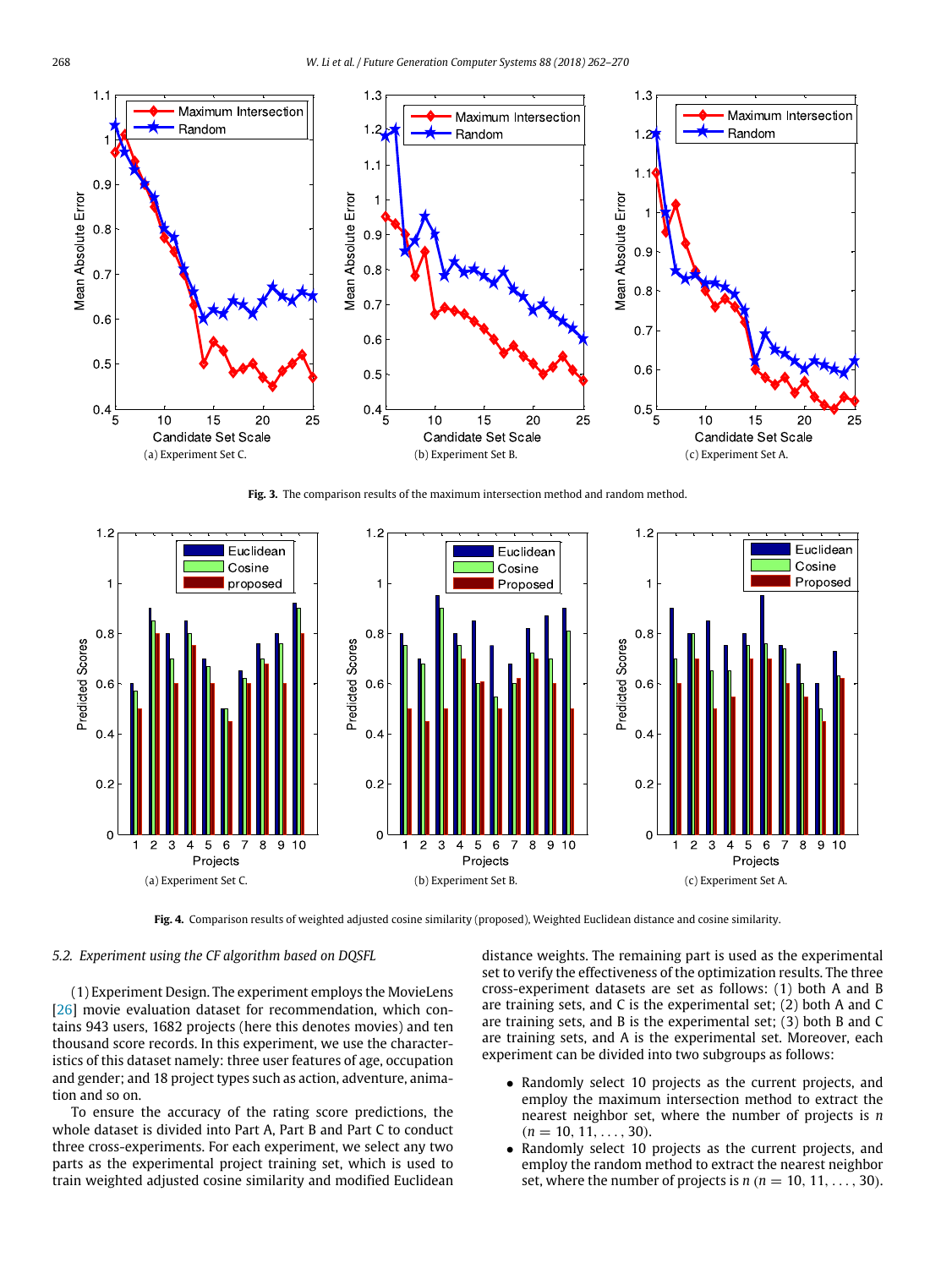(a) Experiment Set C.

(b) Experiment Set B.

(c) Experiment Set A.

**Fig. 3.** The comparison results of the maximum intersection method and random method.

(a) Experiment Set C.

(b) Experiment Set B.

(c) Experiment Set A.

**Fig. 4.** Comparison results of weighted adjusted cosine similarity (proposed), Weighted Euclidean distance and cosine similarity.

### 5.2. Experiment using the CF algorithm based on DQSFL

(1) Experiment Design. The experiment employs the MovieLens [26] movie evaluation dataset for recommendation, which contains 943 users, 1682 projects (here this denotes movies) and ten thousand score records. In this experiment, we use the characteristics of this dataset namely: three user features of age, occupation and gender; and 18 project types such as action, adventure, animation and so on.

To ensure the accuracy of the rating score predictions, the whole dataset is divided into Part A, Part B and Part C to conduct three cross-experiments. For each experiment, we select any two parts as the experimental project training set, which is used to train weighted adjusted cosine similarity and modified Euclidean distance weights. The remaining part is used as the experimental set to verify the effectiveness of the optimization results. The three cross-experiment datasets are set as follows: (1) both A and B are training sets, and C is the experimental set; (2) both A and C are training sets, and B is the experimental set; (3) both B and C are training sets, and A is the experimental set. Moreover, each experiment can be divided into two subgroups as follows:

- Randomly select 10 projects as the current projects, and employ the maximum intersection method to extract the nearest neighbor set, where the number of projects is $n$ ($n = 10, 11, \ldots, 30$).
- Randomly select 10 projects as the current projects, and employ the random method to extract the nearest neighbor set, where the number of projects is $n$ ($n = 10, 11, \ldots, 30$).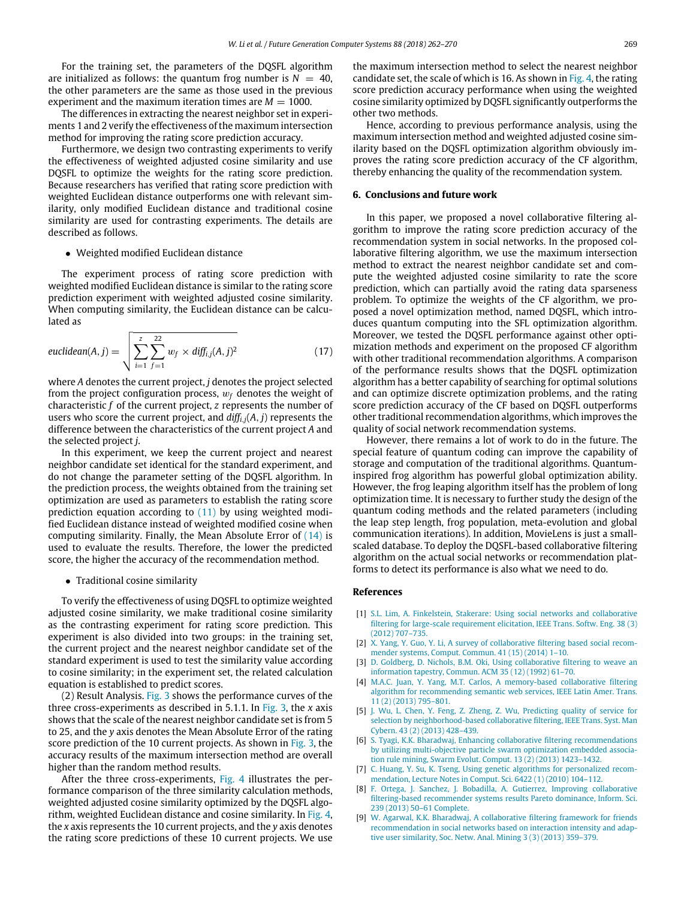For the training set, the parameters of the DQSFL algorithm are initialized as follows: the quantum frog number is $N = 40$, the other parameters are the same as those used in the previous experiment and the maximum iteration times are $M = 1000$.

The differences in extracting the nearest neighbor set in experiments 1 and 2 verify the effectiveness of the maximum intersection method for improving the rating score prediction accuracy.

Furthermore, we design two contrasting experiments to verify the effectiveness of weighted adjusted cosine similarity and use DQSFL to optimize the weights for the rating score prediction. Because researchers has verified that rating score prediction with weighted Euclidean distance outperforms one with relevant similarity, only modified Euclidean distance and traditional cosine similarity are used for contrasting experiments. The details are described as follows.

- Weighted modified Euclidean distance

The experiment process of rating score prediction with weighted modified Euclidean distance is similar to the rating score prediction experiment with weighted adjusted cosine similarity. When computing similarity, the Euclidean distance can be calculated as

$$euclidean(A, j) = \sqrt{\sum_{i=1}^{z} \sum_{f=1}^{22} w_f \times diff_{i,j}(A, j)^2} \tag{17}$$

where $A$ denotes the current project, $j$ denotes the project selected from the project configuration process, $w_f$ denotes the weight of characteristic $f$ of the current project, $z$ represents the number of users who score the current project, and $diff_{i,j}(A, j)$ represents the difference between the characteristics of the current project $A$ and the selected project $j$.

In this experiment, we keep the current project and nearest neighbor candidate set identical for the standard experiment, and do not change the parameter setting of the DQSFL algorithm. In the prediction process, the weights obtained from the training set optimization are used as parameters to establish the rating score prediction equation according to (11) by using weighted modified Euclidean distance instead of weighted modified cosine when computing similarity. Finally, the Mean Absolute Error of (14) is used to evaluate the results. Therefore, the lower the predicted score, the higher the accuracy of the recommendation method.

- Traditional cosine similarity

To verify the effectiveness of using DQSFL to optimize weighted adjusted cosine similarity, we make traditional cosine similarity as the contrasting experiment for rating score prediction. This experiment is also divided into two groups: in the training set, the current project and the nearest neighbor candidate set of the standard experiment is used to test the similarity value according to cosine similarity; in the experiment set, the related calculation equation is established to predict scores.

(2) Result Analysis. Fig. 3 shows the performance curves of the three cross-experiments as described in 5.1.1. In Fig. 3, the $x$ axis shows that the scale of the nearest neighbor candidate set is from 5 to 25, and the $y$ axis denotes the Mean Absolute Error of the rating score prediction of the 10 current projects. As shown in Fig. 3, the accuracy results of the maximum intersection method are overall higher than the random method results.

After the three cross-experiments, Fig. 4 illustrates the performance comparison of the three similarity calculation methods, weighted adjusted cosine similarity optimized by the DQSFL algorithm, weighted Euclidean distance and cosine similarity. In Fig. 4, the $x$ axis represents the 10 current projects, and the $y$ axis denotes the rating score predictions of these 10 current projects. We use the maximum intersection method to select the nearest neighbor candidate set, the scale of which is 16. As shown in Fig. 4, the rating score prediction accuracy performance when using the weighted cosine similarity optimized by DQSFL significantly outperforms the other two methods.

Hence, according to previous performance analysis, using the maximum intersection method and weighted adjusted cosine similarity based on the DQSFL optimization algorithm obviously improves the rating score prediction accuracy of the CF algorithm, thereby enhancing the quality of the recommendation system.

## 6. Conclusions and future work

In this paper, we proposed a novel collaborative filtering algorithm to improve the rating score prediction accuracy of the recommendation system in social networks. In the proposed collaborative filtering algorithm, we use the maximum intersection method to extract the nearest neighbor candidate set and compute the weighted adjusted cosine similarity to rate the score prediction, which can partially avoid the rating data sparseness problem. To optimize the weights of the CF algorithm, we proposed a novel optimization method, named DQSFL, which introduces quantum computing into the SFL optimization algorithm. Moreover, we tested the DQSFL performance against other optimization methods and experiment on the proposed CF algorithm with other traditional recommendation algorithms. A comparison of the performance results shows that the DQSFL optimization algorithm has a better capability of searching for optimal solutions and can optimize discrete optimization problems, and the rating score prediction accuracy of the CF based on DQSFL outperforms other traditional recommendation algorithms, which improves the quality of social network recommendation systems.

However, there remains a lot of work to do in the future. The special feature of quantum coding can improve the capability of storage and computation of the traditional algorithms. Quantum-inspired frog algorithm has powerful global optimization ability. However, the frog leaping algorithm itself has the problem of long optimization time. It is necessary to further study the design of the quantum coding methods and the related parameters (including the leap step length, frog population, meta-evolution and global communication iterations). In addition, MovieLens is just a small-scaled database. To deploy the DQSFL-based collaborative filtering algorithm on the actual social networks or recommendation platforms to detect its performance is also what we need to do.

## References

[1] S.L. Lim, A. Finkelstein, Stakerare: Using social networks and collaborative filtering for large-scale requirement elicitation, IEEE Trans. Softw. Eng. 38 (3) (2012) 707–735.

[2] X. Yang, Y. Guo, Y. Li, A survey of collaborative filtering based social recommender systems, Comput. Commun. 41 (15) (2014) 1–10.

[3] D. Goldberg, D. Nichols, B.M. Oki, Using collaborative filtering to weave an information tapestry, Commun. ACM 35 (12) (1992) 61–70.

[4] M.A.C. Juan, Y. Yang, M.T. Carlos, A memory-based collaborative filtering algorithm for recommending semantic web services, IEEE Latin Amer. Trans. 11 (2) (2013) 795–801.

[5] J. Wu, L. Chen, Y. Feng, Z. Zheng, Z. Wu, Predicting quality of service for selection by neighborhood-based collaborative filtering, IEEE Trans. Syst. Man Cybern. 43 (2) (2013) 428–439.

[6] S. Tyagi, K.K. Bharadwaj, Enhancing collaborative filtering recommendations by utilizing multi-objective particle swarm optimization embedded association rule mining, Swarm Evolut. Comput. 13 (2) (2013) 1423–1432.

[7] C. Huang, Y. Su, K. Tseng, Using genetic algorithms for personalized recommendation, Lecture Notes in Comput. Sci. 6422 (1) (2010) 104–112.

[8] F. Ortega, J. Sanchez, J. Bobadilla, A. Gutierrez, Improving collaborative filtering-based recommender systems results Pareto dominance, Inform. Sci. 239 (2013) 50–61 Complete.

[9] W. Agarwal, K.K. Bharadwaj, A collaborative filtering framework for friends recommendation in social networks based on interaction intensity and adaptive user similarity, Soc. Netw. Anal. Mining 3 (3) (2013) 359–379.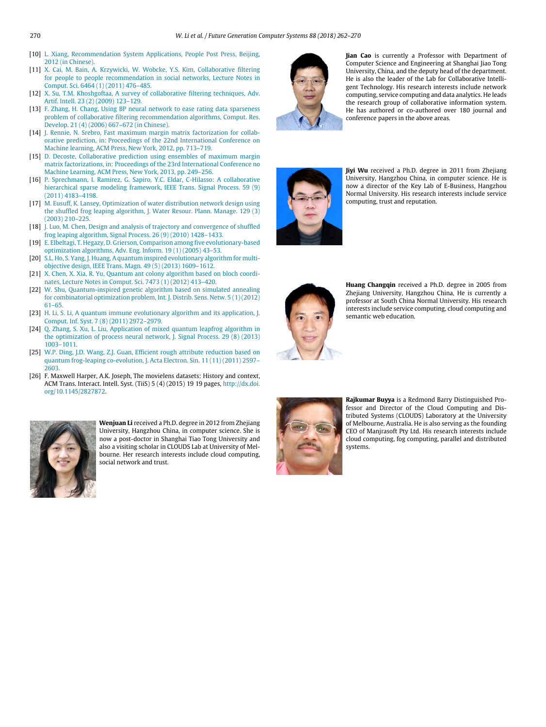[10] L. Xiang, Recommendation System Applications, People Post Press, Beijing, 2012 (in Chinese).

[11] X. Cai, M. Bain, A. Krzywicki, W. Wobcke, Y.S. Kim, Collaborative filtering for people to people recommendation in social networks, Lecture Notes in Comput. Sci. 6464 (1) (2011) 476–485.

[12] X. Su, T.M. Khoshgoftaa, A survey of collaborative filtering techniques, Adv. Artif. Intell. 23 (2) (2009) 123–129.

[13] F. Zhang, H. Chang, Using BP neural network to ease rating data sparseness problem of collaborative filtering recommendation algorithms, Comput. Res. Develop. 21 (4) (2006) 667–672 (in Chinese).

[14] J. Rennie, N. Srebro, Fast maximum margin matrix factorization for collaborative prediction, in: Proceedings of the 22nd International Conference on Machine learning, ACM Press, New York, 2012, pp. 713–719.

[15] D. Decoste, Collaborative prediction using ensembles of maximum margin matrix factorizations, in: Proceedings of the 23rd International Conference no Machine Learning, ACM Press, New York, 2013, pp. 249–256.

[16] P. Sprechmann, I. Ramirez, G. Sapiro, Y.C. Eldar, C-Hilasso: A collaborative hierarchical sparse modeling framework, IEEE Trans. Signal Process. 59 (9) (2011) 4183–4198.

[17] M. Eusuff, K. Lansey, Optimization of water distribution network design using the shuffled frog leaping algorithm, J. Water Resour. Plann. Manage. 129 (3) (2003) 210–225.

[18] J. Luo, M. Chen, Design and analysis of trajectory and convergence of shuffled frog leaping algorithm, Signal Process. 26 (9) (2010) 1428–1433.

[19] E. Elbeltagi, T. Hegazy, D. Grierson, Comparison among five evolutionary-based optimization algorithms, Adv. Eng. Inform. 19 (1) (2005) 43–53.

[20] S.L. Ho, S. Yang, J. Huang, A quantum inspired evolutionary algorithm for multi-objective design, IEEE Trans. Magn. 49 (5) (2013) 1609–1612.

[21] X. Chen, X. Xia, R. Yu, Quantum ant colony algorithm based on bloch coordinates, Lecture Notes in Comput. Sci. 7473 (1) (2012) 413–420.

[22] W. Shu, Quantum-inspired genetic algorithm based on simulated annealing for combinatorial optimization problem, Int. J. Distrib. Sens. Netw. 5 (1) (2012) 61–65.

[23] H. Li, S. Li, A quantum immune evolutionary algorithm and its application, J. Comput. Inf. Syst. 7 (8) (2011) 2972–2979.

[24] Q. Zhang, S. Xu, L. Liu, Application of mixed quantum leapfrog algorithm in the optimization of process neural network, J. Signal Process. 29 (8) (2013) 1003–1011.

[25] W.P. Ding, J.D. Wang, Z.J. Guan, Efficient rough attribute reduction based on quantum frog-leaping co-evolution, J. Acta Electron. Sin. 11 (11) (2011) 2597–2603.

[26] F. Maxwell Harper, A.K. Joseph, The movielens datasets: History and context, ACM Trans. Interact. Intell. Syst. (TiiS) 5 (4) (2015) 19 19 pages, http://dx.doi.org/10.1145/2827872.

**Wenjuan Li** received a Ph.D. degree in 2012 from Zhejiang University, Hangzhou China, in computer science. She is now a post-doctor in Shanghai Tiao Tong University and also a visiting scholar in CLOUDS Lab at University of Melbourne. Her research interests include cloud computing, social network and trust.

**Jian Cao** is currently a Professor with Department of Computer Science and Engineering at Shanghai Jiao Tong University, China, and the deputy head of the department. He is also the leader of the Lab for Collaborative Intelligent Technology. His research interests include network computing, service computing and data analytics. He leads the research group of collaborative information system. He has authored or co-authored over 180 journal and conference papers in the above areas.

**Jiyi Wu** received a Ph.D. degree in 2011 from Zhejiang University, Hangzhou China, in computer science. He is now a director of the Key Lab of E-Business, Hangzhou Normal University. His research interests include service computing, trust and reputation.

**Huang Changqin** received a Ph.D. degree in 2005 from Zhejiang University, Hangzhou China, He is currently a professor at South China Normal University. His research interests include service computing, cloud computing and semantic web education.

**Rajkumar Buyya** is a Redmond Barry Distinguished Professor and Director of the Cloud Computing and Distributed Systems (CLOUDS) Laboratory at the University of Melbourne, Australia. He is also serving as the founding CEO of Manjrasoft Pty Ltd. His research interests include cloud computing, fog computing, parallel and distributed systems.